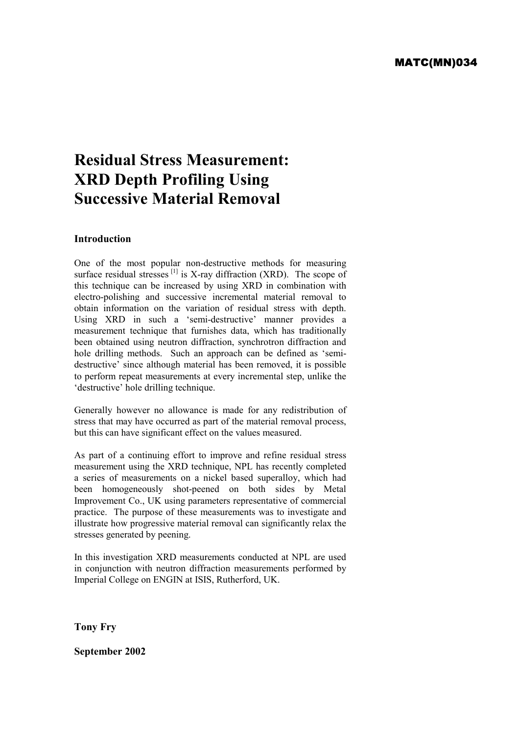MATC(MN)034

# Residual Stress Measurement: XRD Depth Profiling Using Successive Material Removal

## Introduction

One of the most popular non-destructive methods for measuring surface residual stresses [1] is X-ray diffraction (XRD). The scope of this technique can be increased by using XRD in combination with electro-polishing and successive incremental material removal to obtain information on the variation of residual stress with depth. Using XRD in such a 'semi-destructive' manner provides a measurement technique that furnishes data, which has traditionally been obtained using neutron diffraction, synchrotron diffraction and hole drilling methods. Such an approach can be defined as 'semi-destructive' since although material has been removed, it is possible to perform repeat measurements at every incremental step, unlike the 'destructive' hole drilling technique.

Generally however no allowance is made for any redistribution of stress that may have occurred as part of the material removal process, but this can have significant effect on the values measured.

As part of a continuing effort to improve and refine residual stress measurement using the XRD technique, NPL has recently completed a series of measurements on a nickel based superalloy, which had been homogeneously shot-peened on both sides by Metal Improvement Co., UK using parameters representative of commercial practice. The purpose of these measurements was to investigate and illustrate how progressive material removal can significantly relax the stresses generated by peening.

In this investigation XRD measurements conducted at NPL are used in conjunction with neutron diffraction measurements performed by Imperial College on ENGIN at ISIS, Rutherford, UK.

**Tony Fry**

**September 2002**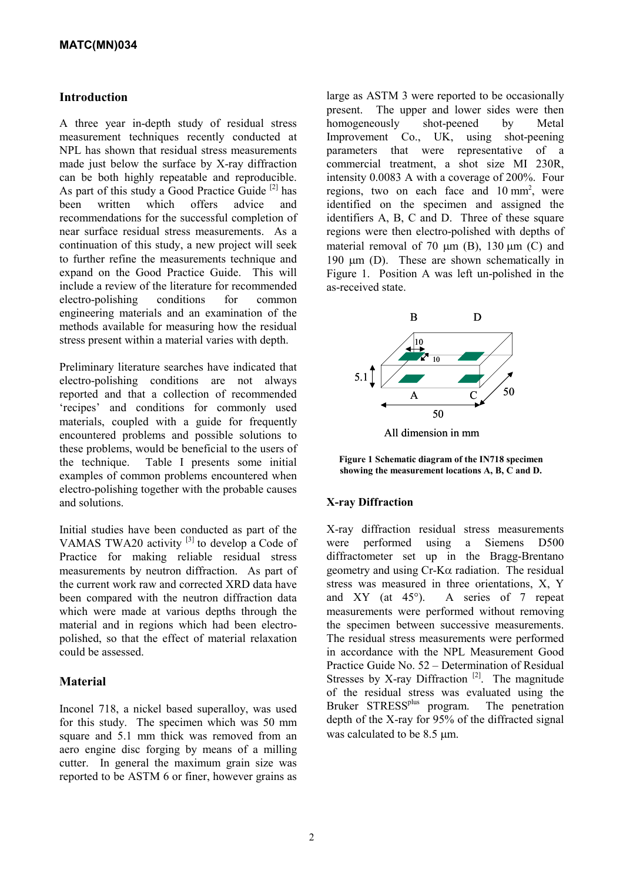## Introduction

A three year in-depth study of residual stress measurement techniques recently conducted at NPL has shown that residual stress measurements made just below the surface by X-ray diffraction can be both highly repeatable and reproducible. As part of this study a Good Practice Guide [2] has been written which offers advice and recommendations for the successful completion of near surface residual stress measurements. As a continuation of this study, a new project will seek to further refine the measurements technique and expand on the Good Practice Guide. This will include a review of the literature for recommended electro-polishing conditions for common engineering materials and an examination of the methods available for measuring how the residual stress present within a material varies with depth.

Preliminary literature searches have indicated that electro-polishing conditions are not always reported and that a collection of recommended 'recipes' and conditions for commonly used materials, coupled with a guide for frequently encountered problems and possible solutions to these problems, would be beneficial to the users of the technique. Table I presents some initial examples of common problems encountered when electro-polishing together with the probable causes and solutions.

Initial studies have been conducted as part of the VAMAS TWA20 activity [3] to develop a Code of Practice for making reliable residual stress measurements by neutron diffraction. As part of the current work raw and corrected XRD data have been compared with the neutron diffraction data which were made at various depths through the material and in regions which had been electro-polished, so that the effect of material relaxation could be assessed.

## Material

Inconel 718, a nickel based superalloy, was used for this study. The specimen which was 50 mm square and 5.1 mm thick was removed from an aero engine disc forging by means of a milling cutter. In general the maximum grain size was reported to be ASTM 6 or finer, however grains as large as ASTM 3 were reported to be occasionally present. The upper and lower sides were then homogeneously shot-peened by Metal Improvement Co., UK, using shot-peening parameters that were representative of a commercial treatment, a shot size MI 230R, intensity 0.0083 A with a coverage of 200%. Four regions, two on each face and 10 mm$^2$, were identified on the specimen and assigned the identifiers A, B, C and D. Three of these square regions were then electro-polished with depths of material removal of 70 µm (B), 130 µm (C) and 190 µm (D). These are shown schematically in Figure 1. Position A was left un-polished in the as-received state.

All dimension in mm

**Figure 1 Schematic diagram of the IN718 specimen showing the measurement locations A, B, C and D.**

## X-ray Diffraction

X-ray diffraction residual stress measurements were performed using a Siemens D500 diffractometer set up in the Bragg-Brentano geometry and using Cr-K$\alpha$ radiation. The residual stress was measured in three orientations, X, Y and XY (at 45°). A series of 7 repeat measurements were performed without removing the specimen between successive measurements. The residual stress measurements were performed in accordance with the NPL Measurement Good Practice Guide No. 52 – Determination of Residual Stresses by X-ray Diffraction [2]. The magnitude of the residual stress was evaluated using the Bruker STRESS$^{plus}$ program. The penetration depth of the X-ray for 95% of the diffracted signal was calculated to be 8.5 µm.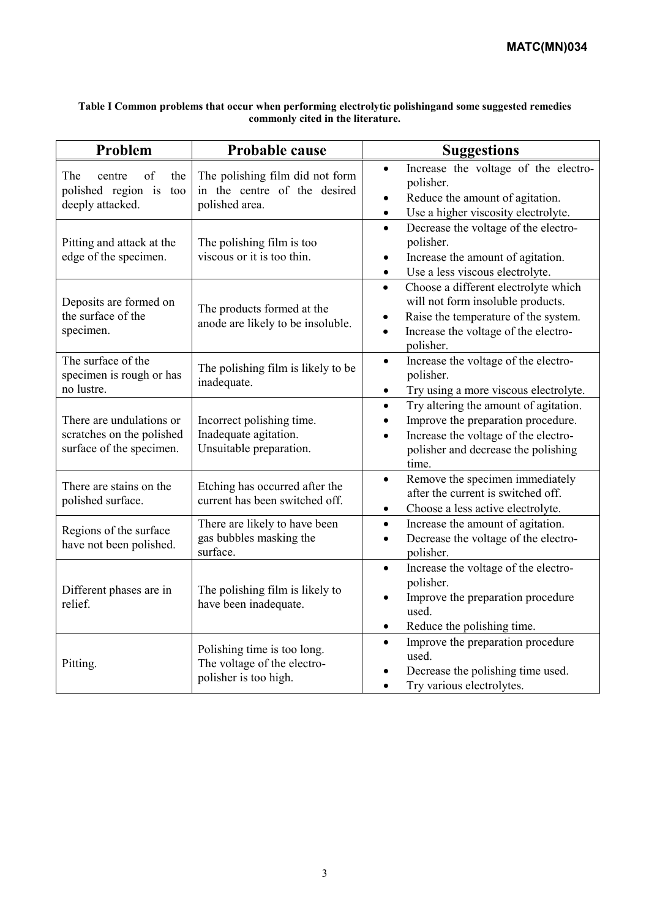**Table I Common problems that occur when performing electrolytic polishingand some suggested remedies commonly cited in the literature.**

| Problem | Probable cause | Suggestions |
|---|---|---|
| The centre of the polished region is too deeply attacked. | The polishing film did not form in the centre of the desired polished area. | • Increase the voltage of the electro-polisher.<br>• Reduce the amount of agitation.<br>• Use a higher viscosity electrolyte. |
| Pitting and attack at the edge of the specimen. | The polishing film is too viscous or it is too thin. | • Decrease the voltage of the electro-polisher.<br>• Increase the amount of agitation.<br>• Use a less viscous electrolyte. |
| Deposits are formed on the surface of the specimen. | The products formed at the anode are likely to be insoluble. | • Choose a different electrolyte which will not form insoluble products.<br>• Raise the temperature of the system.<br>• Increase the voltage of the electro-polisher. |
| The surface of the specimen is rough or has no lustre. | The polishing film is likely to be inadequate. | • Increase the voltage of the electro-polisher.<br>• Try using a more viscous electrolyte. |
| There are undulations or scratches on the polished surface of the specimen. | Incorrect polishing time.<br>Inadequate agitation.<br>Unsuitable preparation. | • Try altering the amount of agitation.<br>• Improve the preparation procedure.<br>• Increase the voltage of the electro-polisher and decrease the polishing time. |
| There are stains on the polished surface. | Etching has occurred after the current has been switched off. | • Remove the specimen immediately after the current is switched off.<br>• Choose a less active electrolyte. |
| Regions of the surface have not been polished. | There are likely to have been gas bubbles masking the surface. | • Increase the amount of agitation.<br>• Decrease the voltage of the electro-polisher. |
| Different phases are in relief. | The polishing film is likely to have been inadequate. | • Increase the voltage of the electro-polisher.<br>• Improve the preparation procedure used.<br>• Reduce the polishing time. |
| Pitting. | Polishing time is too long.<br>The voltage of the electro-polisher is too high. | • Improve the preparation procedure used.<br>• Decrease the polishing time used.<br>• Try various electrolytes. |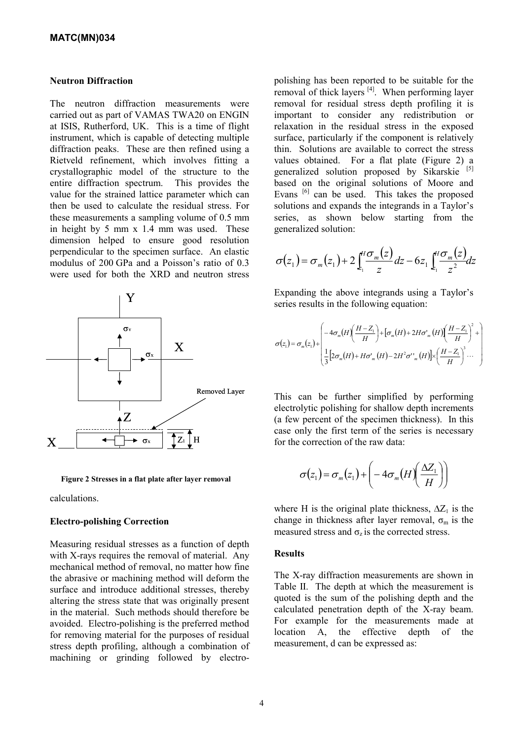### Neutron Diffraction

The neutron diffraction measurements were carried out as part of VAMAS TWA20 on ENGIN at ISIS, Rutherford, UK. This is a time of flight instrument, which is capable of detecting multiple diffraction peaks. These are then refined using a Rietveld refinement, which involves fitting a crystallographic model of the structure to the entire diffraction spectrum. This provides the value for the strained lattice parameter which can then be used to calculate the residual stress. For these measurements a sampling volume of 0.5 mm in height by 5 mm x 1.4 mm was used. These dimension helped to ensure good resolution perpendicular to the specimen surface. An elastic modulus of 200 GPa and a Poisson's ratio of 0.3 were used for both the XRD and neutron stress calculations.

Figure 2 Stresses in a flat plate after layer removal

### Electro-polishing Correction

Measuring residual stresses as a function of depth with X-rays requires the removal of material. Any mechanical method of removal, no matter how fine the abrasive or machining method will deform the surface and introduce additional stresses, thereby altering the stress state that was originally present in the material. Such methods should therefore be avoided. Electro-polishing is the preferred method for removing material for the purposes of residual stress depth profiling, although a combination of machining or grinding followed by electro-polishing has been reported to be suitable for the removal of thick layers [4]. When performing layer removal for residual stress depth profiling it is important to consider any redistribution or relaxation in the residual stress in the exposed surface, particularly if the component is relatively thin. Solutions are available to correct the stress values obtained. For a flat plate (Figure 2) a generalized solution proposed by Sikarskie [5] based on the original solutions of Moore and Evans [6] can be used. This takes the proposed solutions and expands the integrands in a Taylor's series, as shown below starting from the generalized solution:

$$\sigma(z_1) = \sigma_m(z_1) + 2\int_{z_1}^{H} \frac{\sigma_m(z)}{z} dz - 6z_1 \int_{z_1}^{H} \frac{\sigma_m(z)}{z^2} dz$$

Expanding the above integrands using a Taylor's series results in the following equation:

$$\sigma(z_1) = \sigma_m(z_1) + \begin{pmatrix} -4\sigma_m(H)\left(\frac{H-Z_1}{H}\right) + \left[\sigma_m(H) + 2H\sigma'_m(H)\right]\left(\frac{H-Z_1}{H}\right)^2 + \\ \frac{1}{3}\left[2\sigma_m(H) + H\sigma'_m(H) - 2H^2\sigma''_m(H)\right] \times \left(\frac{H-Z_1}{H}\right)^3 \cdots \end{pmatrix}$$

This can be further simplified by performing electrolytic polishing for shallow depth increments (a few percent of the specimen thickness). In this case only the first term of the series is necessary for the correction of the raw data:

$$\sigma(z_1) = \sigma_m(z_1) + \left(-4\sigma_m(H)\left(\frac{\Delta Z_1}{H}\right)\right)$$

where H is the original plate thickness, $\Delta Z_1$ is the change in thickness after layer removal, $\sigma_m$ is the measured stress and $\sigma_z$ is the corrected stress.

### Results

The X-ray diffraction measurements are shown in Table II. The depth at which the measurement is quoted is the sum of the polishing depth and the calculated penetration depth of the X-ray beam. For example for the measurements made at location A, the effective depth of the measurement, d can be expressed as: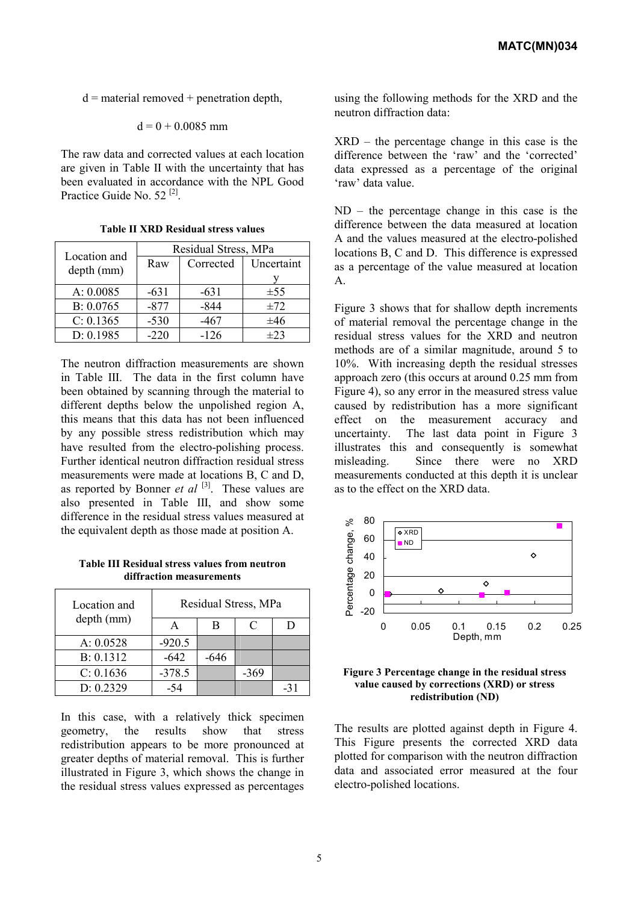d = material removed + penetration depth,

$$d = 0 + 0.0085 \text{ mm}$$

The raw data and corrected values at each location are given in Table II with the uncertainty that has been evaluated in accordance with the NPL Good Practice Guide No. 52 [2].

**Table II XRD Residual stress values**

| Location and depth (mm) | Residual Stress, MPa | | |
|---|---|---|---|
| | Raw | Corrected | Uncertainty |
| A: 0.0085 | -631 | -631 | ±55 |
| B: 0.0765 | -877 | -844 | ±72 |
| C: 0.1365 | -530 | -467 | ±46 |
| D: 0.1985 | -220 | -126 | ±23 |

The neutron diffraction measurements are shown in Table III. The data in the first column have been obtained by scanning through the material to different depths below the unpolished region A, this means that this data has not been influenced by any possible stress redistribution which may have resulted from the electro-polishing process. Further identical neutron diffraction residual stress measurements were made at locations B, C and D, as reported by Bonner *et al* [3]. These values are also presented in Table III, and show some difference in the residual stress values measured at the equivalent depth as those made at position A.

**Table III Residual stress values from neutron diffraction measurements**

| Location and depth (mm) | Residual Stress, MPa | | | |
|---|---|---|---|---|
| | A | B | C | D |
| A: 0.0528 | -920.5 | | | |
| B: 0.1312 | -642 | -646 | | |
| C: 0.1636 | -378.5 | | -369 | |
| D: 0.2329 | -54 | | | -31 |

In this case, with a relatively thick specimen geometry, the results show that stress redistribution appears to be more pronounced at greater depths of material removal. This is further illustrated in Figure 3, which shows the change in the residual stress values expressed as percentages using the following methods for the XRD and the neutron diffraction data:

XRD – the percentage change in this case is the difference between the 'raw' and the 'corrected' data expressed as a percentage of the original 'raw' data value.

ND – the percentage change in this case is the difference between the data measured at location A and the values measured at the electro-polished locations B, C and D. This difference is expressed as a percentage of the value measured at location A.

Figure 3 shows that for shallow depth increments of material removal the percentage change in the residual stress values for the XRD and neutron methods are of a similar magnitude, around 5 to 10%. With increasing depth the residual stresses approach zero (this occurs at around 0.25 mm from Figure 4), so any error in the measured stress value caused by redistribution has a more significant effect on the measurement accuracy and uncertainty. The last data point in Figure 3 illustrates this and consequently is somewhat misleading. Since there were no XRD measurements conducted at this depth it is unclear as to the effect on the XRD data.

**Figure 3 Percentage change in the residual stress value caused by corrections (XRD) or stress redistribution (ND)**

The results are plotted against depth in Figure 4. This Figure presents the corrected XRD data plotted for comparison with the neutron diffraction data and associated error measured at the four electro-polished locations.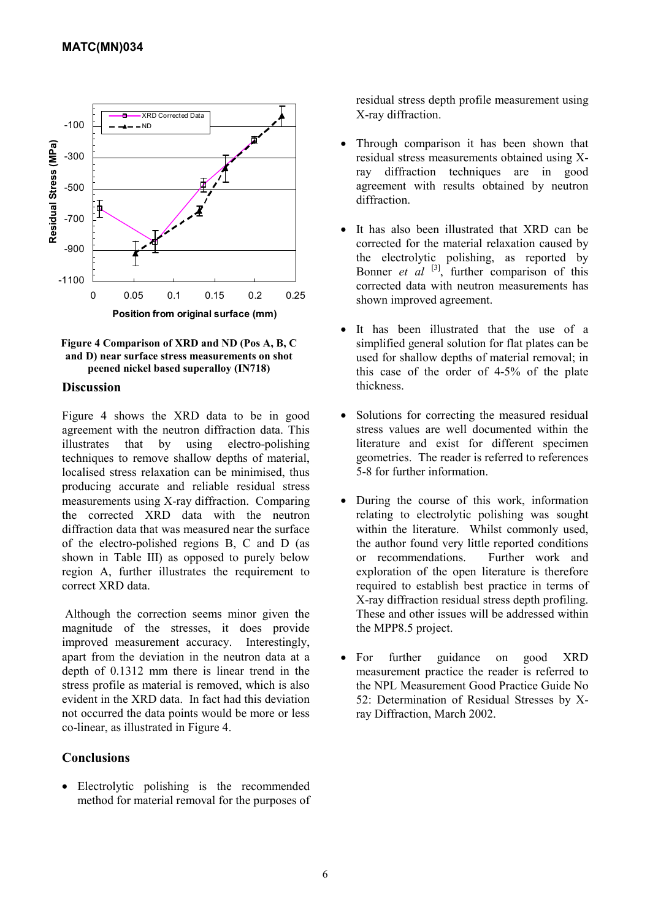**Figure 4 Comparison of XRD and ND (Pos A, B, C and D) near surface stress measurements on shot peened nickel based superalloy (IN718)**

## Discussion

Figure 4 shows the XRD data to be in good agreement with the neutron diffraction data. This illustrates that by using electro-polishing techniques to remove shallow depths of material, localised stress relaxation can be minimised, thus producing accurate and reliable residual stress measurements using X-ray diffraction. Comparing the corrected XRD data with the neutron diffraction data that was measured near the surface of the electro-polished regions B, C and D (as shown in Table III) as opposed to purely below region A, further illustrates the requirement to correct XRD data.

Although the correction seems minor given the magnitude of the stresses, it does provide improved measurement accuracy. Interestingly, apart from the deviation in the neutron data at a depth of 0.1312 mm there is linear trend in the stress profile as material is removed, which is also evident in the XRD data. In fact had this deviation not occurred the data points would be more or less co-linear, as illustrated in Figure 4.

## Conclusions

- Electrolytic polishing is the recommended method for material removal for the purposes of residual stress depth profile measurement using X-ray diffraction.
- Through comparison it has been shown that residual stress measurements obtained using X-ray diffraction techniques are in good agreement with results obtained by neutron diffraction.
- It has also been illustrated that XRD can be corrected for the material relaxation caused by the electrolytic polishing, as reported by Bonner *et al* [3], further comparison of this corrected data with neutron measurements has shown improved agreement.
- It has been illustrated that the use of a simplified general solution for flat plates can be used for shallow depths of material removal; in this case of the order of 4-5% of the plate thickness.
- Solutions for correcting the measured residual stress values are well documented within the literature and exist for different specimen geometries. The reader is referred to references 5-8 for further information.
- During the course of this work, information relating to electrolytic polishing was sought within the literature. Whilst commonly used, the author found very little reported conditions or recommendations. Further work and exploration of the open literature is therefore required to establish best practice in terms of X-ray diffraction residual stress depth profiling. These and other issues will be addressed within the MPP8.5 project.
- For further guidance on good XRD measurement practice the reader is referred to the NPL Measurement Good Practice Guide No 52: Determination of Residual Stresses by X-ray Diffraction, March 2002.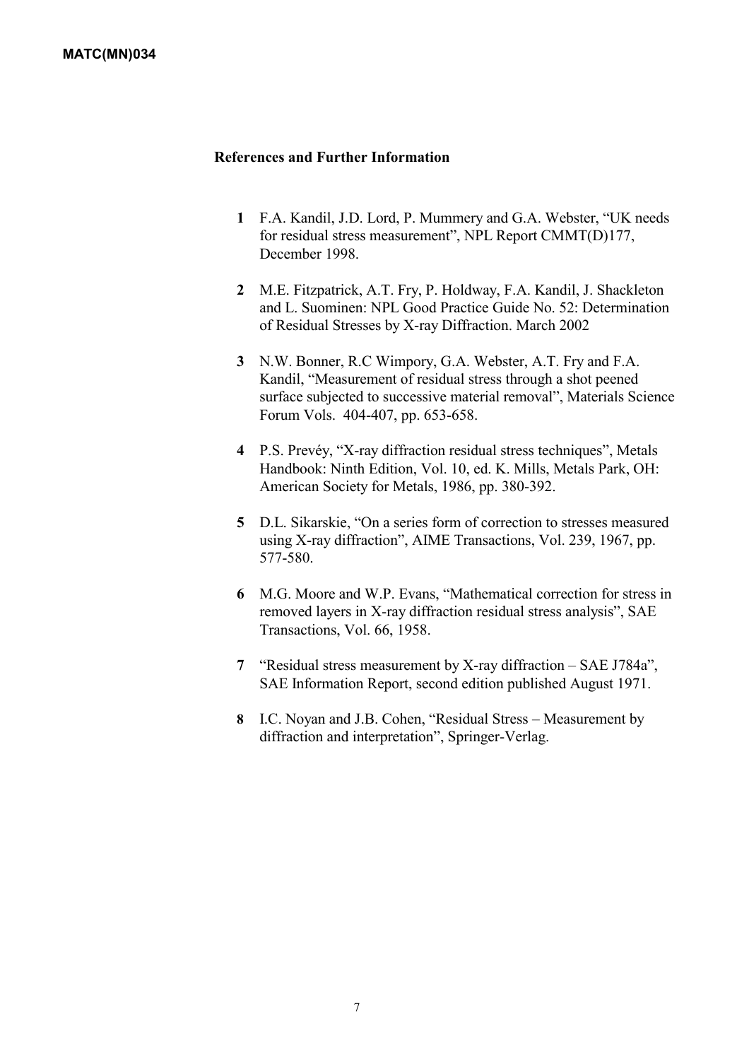## References and Further Information

1. F.A. Kandil, J.D. Lord, P. Mummery and G.A. Webster, “UK needs for residual stress measurement”, NPL Report CMMT(D)177, December 1998.

2. M.E. Fitzpatrick, A.T. Fry, P. Holdway, F.A. Kandil, J. Shackleton and L. Suominen: NPL Good Practice Guide No. 52: Determination of Residual Stresses by X-ray Diffraction. March 2002

3. N.W. Bonner, R.C Wimpory, G.A. Webster, A.T. Fry and F.A. Kandil, “Measurement of residual stress through a shot peened surface subjected to successive material removal”, Materials Science Forum Vols. 404-407, pp. 653-658.

4. P.S. Prevéy, “X-ray diffraction residual stress techniques”, Metals Handbook: Ninth Edition, Vol. 10, ed. K. Mills, Metals Park, OH: American Society for Metals, 1986, pp. 380-392.

5. D.L. Sikarskie, “On a series form of correction to stresses measured using X-ray diffraction”, AIME Transactions, Vol. 239, 1967, pp. 577-580.

6. M.G. Moore and W.P. Evans, “Mathematical correction for stress in removed layers in X-ray diffraction residual stress analysis”, SAE Transactions, Vol. 66, 1958.

7. “Residual stress measurement by X-ray diffraction – SAE J784a”, SAE Information Report, second edition published August 1971.

8. I.C. Noyan and J.B. Cohen, “Residual Stress – Measurement by diffraction and interpretation”, Springer-Verlag.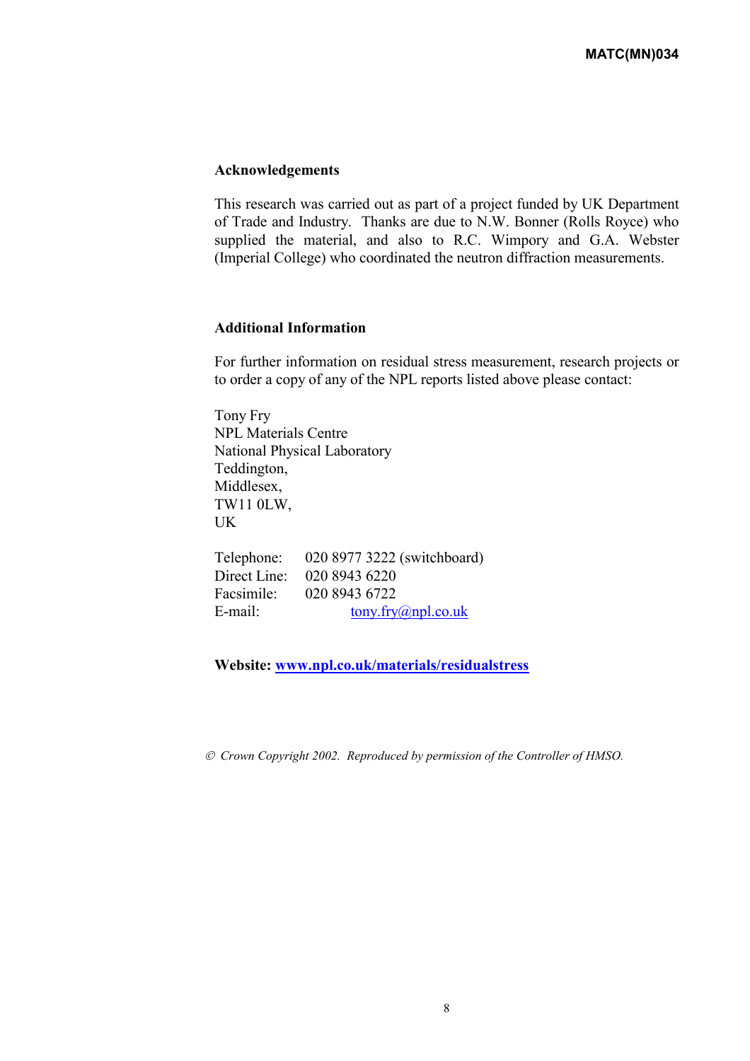## Acknowledgements

This research was carried out as part of a project funded by UK Department of Trade and Industry. Thanks are due to N.W. Bonner (Rolls Royce) who supplied the material, and also to R.C. Wimpory and G.A. Webster (Imperial College) who coordinated the neutron diffraction measurements.

## Additional Information

For further information on residual stress measurement, research projects or to order a copy of any of the NPL reports listed above please contact:

Tony Fry
NPL Materials Centre
National Physical Laboratory
Teddington,
Middlesex,
TW11 0LW,
UK

| | |
|---|---|
| Telephone: | 020 8977 3222 (switchboard) |
| Direct Line: | 020 8943 6220 |
| Facsimile: | 020 8943 6722 |
| E-mail: | tony.fry@npl.co.uk |

**Website: www.npl.co.uk/materials/residualstress**

*© Crown Copyright 2002. Reproduced by permission of the Controller of HMSO.*